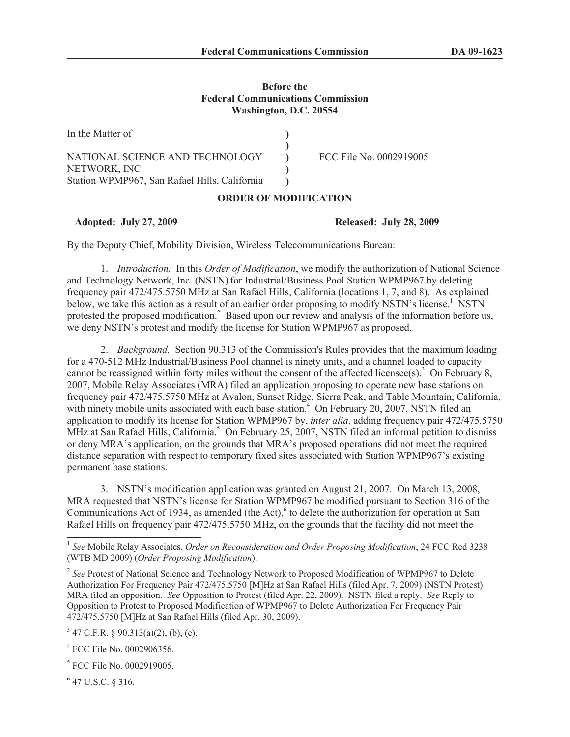**Before the**
**Federal Communications Commission**
**Washington, D.C. 20554**

| | | |
|---|---|---|
| In the Matter of | ) | |
| | ) | |
| NATIONAL SCIENCE AND TECHNOLOGY | ) | FCC File No. 0002919005 |
| NETWORK, INC. | ) | |
| Station WPMP967, San Rafael Hills, California | ) | |

**ORDER OF MODIFICATION**

**Adopted: July 27, 2009** **Released: July 28, 2009**

By the Deputy Chief, Mobility Division, Wireless Telecommunications Bureau:

1. *Introduction.* In this *Order of Modification*, we modify the authorization of National Science and Technology Network, Inc. (NSTN) for Industrial/Business Pool Station WPMP967 by deleting frequency pair 472/475.5750 MHz at San Rafael Hills, California (locations 1, 7, and 8). As explained below, we take this action as a result of an earlier order proposing to modify NSTN's license.[1] NSTN protested the proposed modification.[2] Based upon our review and analysis of the information before us, we deny NSTN's protest and modify the license for Station WPMP967 as proposed.

2. *Background.* Section 90.313 of the Commission's Rules provides that the maximum loading for a 470-512 MHz Industrial/Business Pool channel is ninety units, and a channel loaded to capacity cannot be reassigned within forty miles without the consent of the affected licensee(s).[3] On February 8, 2007, Mobile Relay Associates (MRA) filed an application proposing to operate new base stations on frequency pair 472/475.5750 MHz at Avalon, Sunset Ridge, Sierra Peak, and Table Mountain, California, with ninety mobile units associated with each base station.[4] On February 20, 2007, NSTN filed an application to modify its license for Station WPMP967 by, *inter alia*, adding frequency pair 472/475.5750 MHz at San Rafael Hills, California.[5] On February 25, 2007, NSTN filed an informal petition to dismiss or deny MRA's application, on the grounds that MRA's proposed operations did not meet the required distance separation with respect to temporary fixed sites associated with Station WPMP967's existing permanent base stations.

3. NSTN's modification application was granted on August 21, 2007. On March 13, 2008, MRA requested that NSTN's license for Station WPMP967 be modified pursuant to Section 316 of the Communications Act of 1934, as amended (the Act),[6] to delete the authorization for operation at San Rafael Hills on frequency pair 472/475.5750 MHz, on the grounds that the facility did not meet the

---

[1] *See* Mobile Relay Associates, *Order on Reconsideration and Order Proposing Modification*, 24 FCC Rcd 3238 (WTB MD 2009) (*Order Proposing Modification*).

[2] *See* Protest of National Science and Technology Network to Proposed Modification of WPMP967 to Delete Authorization For Frequency Pair 472/475.5750 [M]Hz at San Rafael Hills (filed Apr. 7, 2009) (NSTN Protest). MRA filed an opposition. *See* Opposition to Protest (filed Apr. 22, 2009). NSTN filed a reply. *See* Reply to Opposition to Protest to Proposed Modification of WPMP967 to Delete Authorization For Frequency Pair 472/475.5750 [M]Hz at San Rafael Hills (filed Apr. 30, 2009).

[3] 47 C.F.R. § 90.313(a)(2), (b), (c).

[4] FCC File No. 0002906356.

[5] FCC File No. 0002919005.

[6] 47 U.S.C. § 316.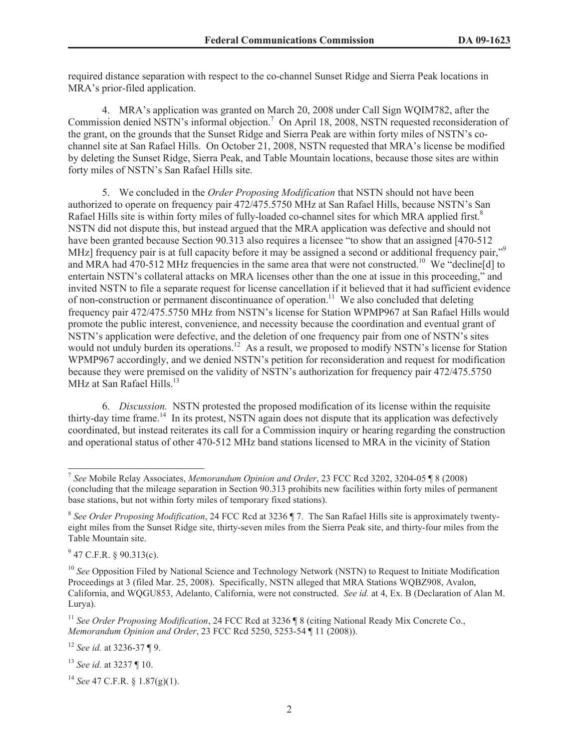required distance separation with respect to the co-channel Sunset Ridge and Sierra Peak locations in MRA's prior-filed application.

4. MRA's application was granted on March 20, 2008 under Call Sign WQIM782, after the Commission denied NSTN's informal objection.[7] On April 18, 2008, NSTN requested reconsideration of the grant, on the grounds that the Sunset Ridge and Sierra Peak are within forty miles of NSTN's co-channel site at San Rafael Hills. On October 21, 2008, NSTN requested that MRA's license be modified by deleting the Sunset Ridge, Sierra Peak, and Table Mountain locations, because those sites are within forty miles of NSTN's San Rafael Hills site.

5. We concluded in the *Order Proposing Modification* that NSTN should not have been authorized to operate on frequency pair 472/475.5750 MHz at San Rafael Hills, because NSTN's San Rafael Hills site is within forty miles of fully-loaded co-channel sites for which MRA applied first.[8] NSTN did not dispute this, but instead argued that the MRA application was defective and should not have been granted because Section 90.313 also requires a licensee "to show that an assigned [470-512 MHz] frequency pair is at full capacity before it may be assigned a second or additional frequency pair,"[9] and MRA had 470-512 MHz frequencies in the same area that were not constructed.[10] We "decline[d] to entertain NSTN's collateral attacks on MRA licenses other than the one at issue in this proceeding," and invited NSTN to file a separate request for license cancellation if it believed that it had sufficient evidence of non-construction or permanent discontinuance of operation.[11] We also concluded that deleting frequency pair 472/475.5750 MHz from NSTN's license for Station WPMP967 at San Rafael Hills would promote the public interest, convenience, and necessity because the coordination and eventual grant of NSTN's application were defective, and the deletion of one frequency pair from one of NSTN's sites would not unduly burden its operations.[12] As a result, we proposed to modify NSTN's license for Station WPMP967 accordingly, and we denied NSTN's petition for reconsideration and request for modification because they were premised on the validity of NSTN's authorization for frequency pair 472/475.5750 MHz at San Rafael Hills.[13]

6. *Discussion.* NSTN protested the proposed modification of its license within the requisite thirty-day time frame.[14] In its protest, NSTN again does not dispute that its application was defectively coordinated, but instead reiterates its call for a Commission inquiry or hearing regarding the construction and operational status of other 470-512 MHz band stations licensed to MRA in the vicinity of Station

---

[7] *See* Mobile Relay Associates, *Memorandum Opinion and Order*, 23 FCC Rcd 3202, 3204-05 ¶ 8 (2008) (concluding that the mileage separation in Section 90.313 prohibits new facilities within forty miles of permanent base stations, but not within forty miles of temporary fixed stations).

[8] *See Order Proposing Modification*, 24 FCC Rcd at 3236 ¶ 7. The San Rafael Hills site is approximately twenty-eight miles from the Sunset Ridge site, thirty-seven miles from the Sierra Peak site, and thirty-four miles from the Table Mountain site.

[9] 47 C.F.R. § 90.313(c).

[10] *See* Opposition Filed by National Science and Technology Network (NSTN) to Request to Initiate Modification Proceedings at 3 (filed Mar. 25, 2008). Specifically, NSTN alleged that MRA Stations WQBZ908, Avalon, California, and WQGU853, Adelanto, California, were not constructed. *See id.* at 4, Ex. B (Declaration of Alan M. Lurya).

[11] *See Order Proposing Modification*, 24 FCC Rcd at 3236 ¶ 8 (citing National Ready Mix Concrete Co., *Memorandum Opinion and Order*, 23 FCC Rcd 5250, 5253-54 ¶ 11 (2008)).

[12] *See id.* at 3236-37 ¶ 9.

[13] *See id.* at 3237 ¶ 10.

[14] *See* 47 C.F.R. § 1.87(g)(1).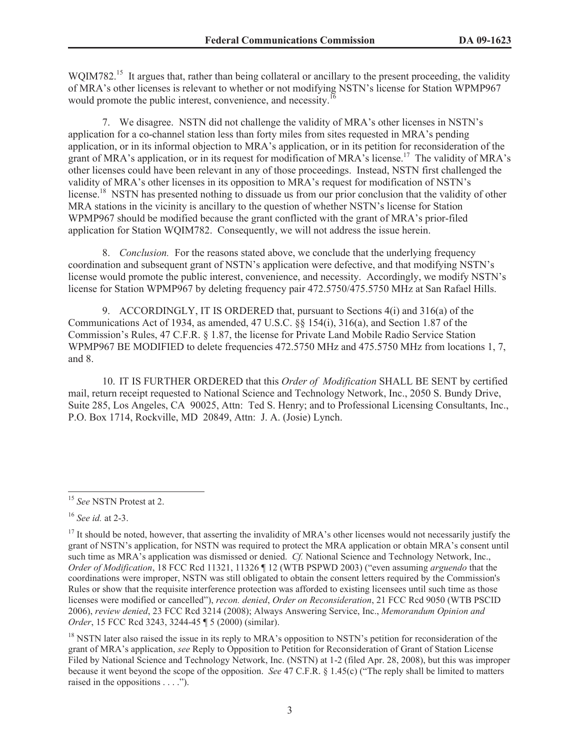WQIM782.[15] It argues that, rather than being collateral or ancillary to the present proceeding, the validity of MRA's other licenses is relevant to whether or not modifying NSTN's license for Station WPMP967 would promote the public interest, convenience, and necessity.[16]

7. We disagree. NSTN did not challenge the validity of MRA's other licenses in NSTN's application for a co-channel station less than forty miles from sites requested in MRA's pending application, or in its informal objection to MRA's application, or in its petition for reconsideration of the grant of MRA's application, or in its request for modification of MRA's license.[17] The validity of MRA's other licenses could have been relevant in any of those proceedings. Instead, NSTN first challenged the validity of MRA's other licenses in its opposition to MRA's request for modification of NSTN's license.[18] NSTN has presented nothing to dissuade us from our prior conclusion that the validity of other MRA stations in the vicinity is ancillary to the question of whether NSTN's license for Station WPMP967 should be modified because the grant conflicted with the grant of MRA's prior-filed application for Station WQIM782. Consequently, we will not address the issue herein.

8. *Conclusion.* For the reasons stated above, we conclude that the underlying frequency coordination and subsequent grant of NSTN's application were defective, and that modifying NSTN's license would promote the public interest, convenience, and necessity. Accordingly, we modify NSTN's license for Station WPMP967 by deleting frequency pair 472.5750/475.5750 MHz at San Rafael Hills.

9. ACCORDINGLY, IT IS ORDERED that, pursuant to Sections 4(i) and 316(a) of the Communications Act of 1934, as amended, 47 U.S.C. §§ 154(i), 316(a), and Section 1.87 of the Commission's Rules, 47 C.F.R. § 1.87, the license for Private Land Mobile Radio Service Station WPMP967 BE MODIFIED to delete frequencies 472.5750 MHz and 475.5750 MHz from locations 1, 7, and 8.

10. IT IS FURTHER ORDERED that this *Order of Modification* SHALL BE SENT by certified mail, return receipt requested to National Science and Technology Network, Inc., 2050 S. Bundy Drive, Suite 285, Los Angeles, CA 90025, Attn: Ted S. Henry; and to Professional Licensing Consultants, Inc., P.O. Box 1714, Rockville, MD 20849, Attn: J. A. (Josie) Lynch.

---

[15] *See* NSTN Protest at 2.

[16] *See id.* at 2-3.

[17] It should be noted, however, that asserting the invalidity of MRA's other licenses would not necessarily justify the grant of NSTN's application, for NSTN was required to protect the MRA application or obtain MRA's consent until such time as MRA's application was dismissed or denied. *Cf.* National Science and Technology Network, Inc., *Order of Modification*, 18 FCC Rcd 11321, 11326 ¶ 12 (WTB PSPWD 2003) ("even assuming *arguendo* that the coordinations were improper, NSTN was still obligated to obtain the consent letters required by the Commission's Rules or show that the requisite interference protection was afforded to existing licensees until such time as those licenses were modified or cancelled"), *recon. denied*, *Order on Reconsideration*, 21 FCC Rcd 9050 (WTB PSCID 2006), *review denied*, 23 FCC Rcd 3214 (2008); Always Answering Service, Inc., *Memorandum Opinion and Order*, 15 FCC Rcd 3243, 3244-45 ¶ 5 (2000) (similar).

[18] NSTN later also raised the issue in its reply to MRA's opposition to NSTN's petition for reconsideration of the grant of MRA's application, *see* Reply to Opposition to Petition for Reconsideration of Grant of Station License Filed by National Science and Technology Network, Inc. (NSTN) at 1-2 (filed Apr. 28, 2008), but this was improper because it went beyond the scope of the opposition. *See* 47 C.F.R. § 1.45(c) ("The reply shall be limited to matters raised in the oppositions . . . .").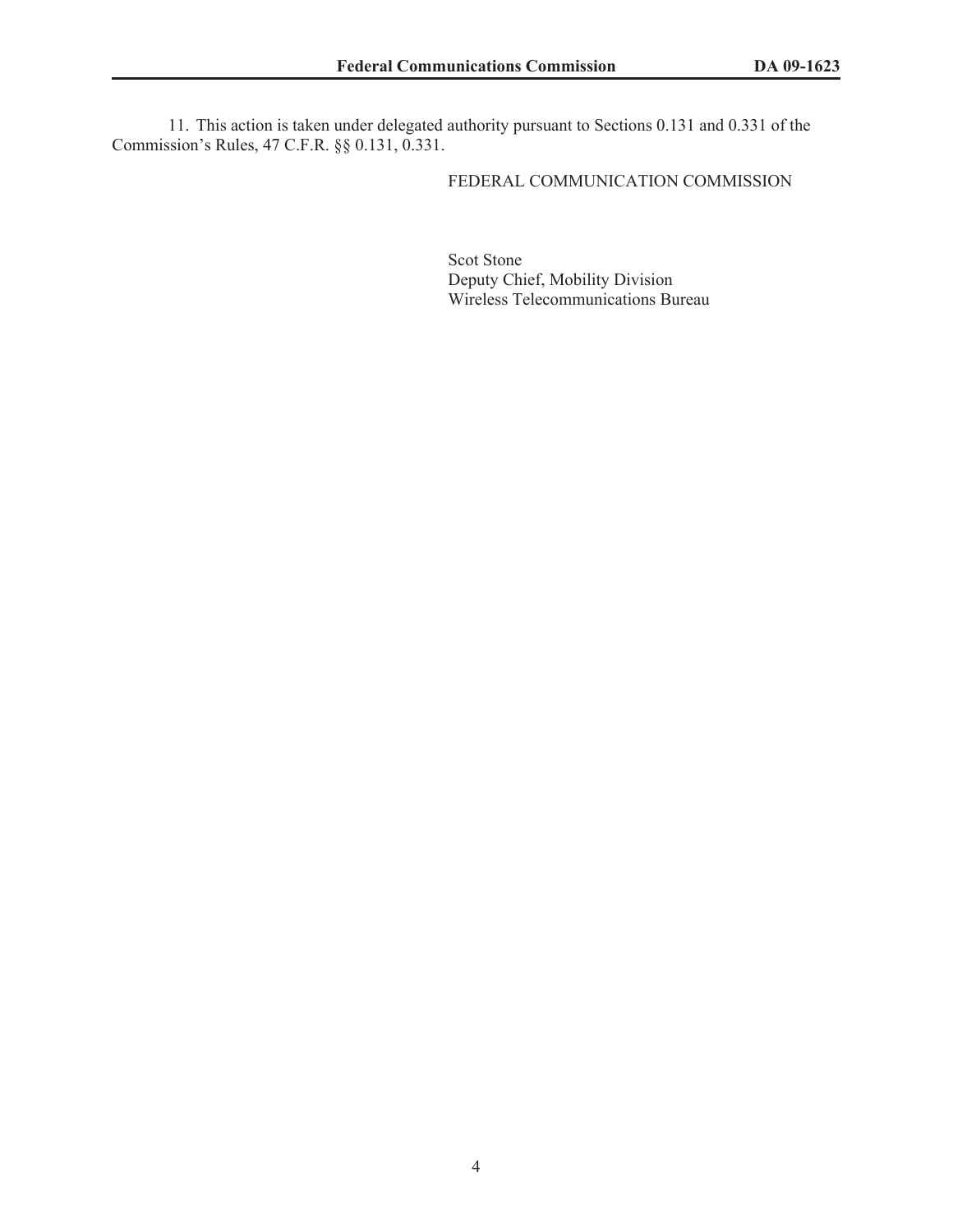11. This action is taken under delegated authority pursuant to Sections 0.131 and 0.331 of the Commission's Rules, 47 C.F.R. §§ 0.131, 0.331.

FEDERAL COMMUNICATION COMMISSION

Scot Stone
Deputy Chief, Mobility Division
Wireless Telecommunications Bureau